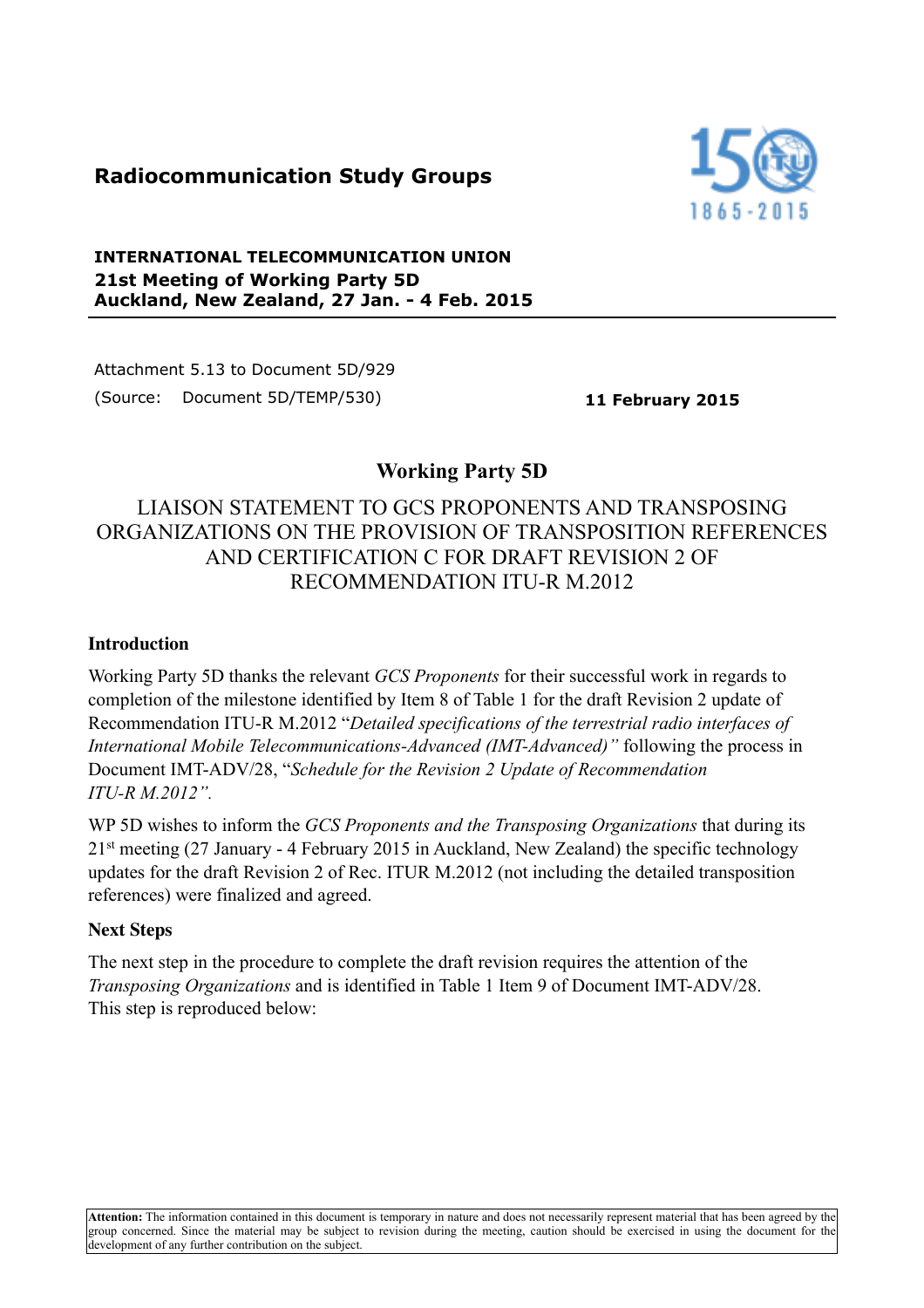**Radiocommunication Study Groups**

**INTERNATIONAL TELECOMMUNICATION UNION**
**21st Meeting of Working Party 5D**
**Auckland, New Zealand, 27 Jan. - 4 Feb. 2015**

Attachment 5.13 to Document 5D/929

(Source: Document 5D/TEMP/530)

**11 February 2015**

## Working Party 5D

# LIAISON STATEMENT TO GCS PROPONENTS AND TRANSPOSING ORGANIZATIONS ON THE PROVISION OF TRANSPOSITION REFERENCES AND CERTIFICATION C FOR DRAFT REVISION 2 OF RECOMMENDATION ITU-R M.2012

### Introduction

Working Party 5D thanks the relevant *GCS Proponents* for their successful work in regards to completion of the milestone identified by Item 8 of Table 1 for the draft Revision 2 update of Recommendation ITU-R M.2012 "*Detailed specifications of the terrestrial radio interfaces of International Mobile Telecommunications-Advanced (IMT-Advanced)"* following the process in Document IMT-ADV/28, "*Schedule for the Revision 2 Update of Recommendation ITU-R M.2012".*

WP 5D wishes to inform the *GCS Proponents and the Transposing Organizations* that during its 21st meeting (27 January - 4 February 2015 in Auckland, New Zealand) the specific technology updates for the draft Revision 2 of Rec. ITUR M.2012 (not including the detailed transposition references) were finalized and agreed.

### Next Steps

The next step in the procedure to complete the draft revision requires the attention of the *Transposing Organizations* and is identified in Table 1 Item 9 of Document IMT-ADV/28. This step is reproduced below:

**Attention:** The information contained in this document is temporary in nature and does not necessarily represent material that has been agreed by the group concerned. Since the material may be subject to revision during the meeting, caution should be exercised in using the document for the development of any further contribution on the subject.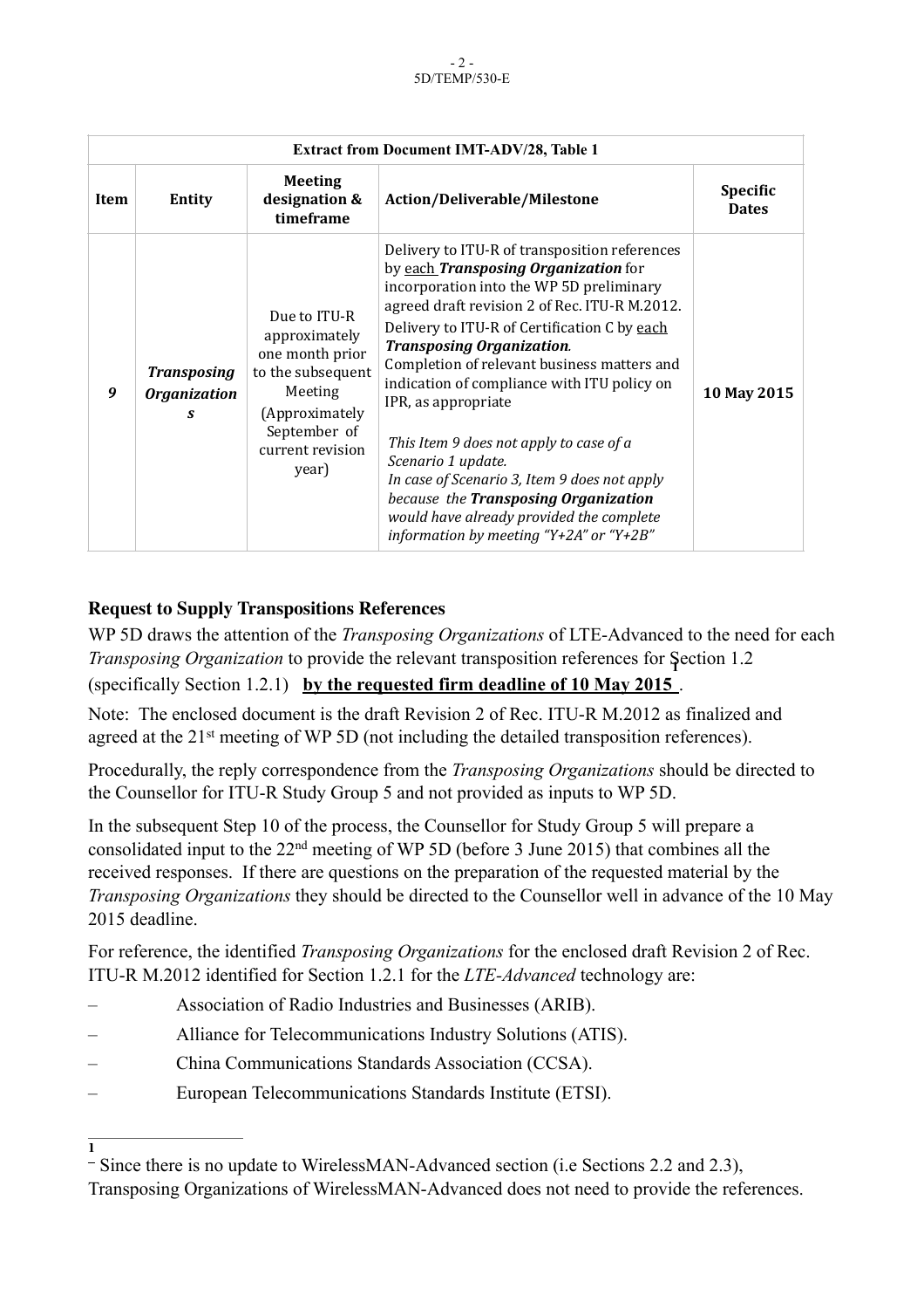| Extract from Document IMT-ADV/28, Table 1 | | | | |
|---|---|---|---|---|
| **Item** | **Entity** | **Meeting designation & timeframe** | **Action/Deliverable/Milestone** | **Specific Dates** |
| ***9*** | ***Transposing Organizations*** | Due to ITU-R approximately one month prior to the subsequent Meeting (Approximately September of current revision year) | Delivery to ITU-R of transposition references by each ***Transposing Organization*** for incorporation into the WP 5D preliminary agreed draft revision 2 of Rec. ITU-R M.2012. Delivery to ITU-R of Certification C by each ***Transposing Organization****.* Completion of relevant business matters and indication of compliance with ITU policy on IPR, as appropriate<br><br>*This Item 9 does not apply to case of a Scenario 1 update. In case of Scenario 3, Item 9 does not apply because the **Transposing Organization** would have already provided the complete information by meeting "Y+2A" or "Y+2B"* | **10 May 2015** |

**Request to Supply Transpositions References**

WP 5D draws the attention of the *Transposing Organizations* of LTE-Advanced to the need for each *Transposing Organization* to provide the relevant transposition references for Section 1.2[1] (specifically Section 1.2.1) **by the requested firm deadline of 10 May 2015**.

Note: The enclosed document is the draft Revision 2 of Rec. ITU-R M.2012 as finalized and agreed at the 21st meeting of WP 5D (not including the detailed transposition references).

Procedurally, the reply correspondence from the *Transposing Organizations* should be directed to the Counsellor for ITU-R Study Group 5 and not provided as inputs to WP 5D.

In the subsequent Step 10 of the process, the Counsellor for Study Group 5 will prepare a consolidated input to the 22nd meeting of WP 5D (before 3 June 2015) that combines all the received responses. If there are questions on the preparation of the requested material by the *Transposing Organizations* they should be directed to the Counsellor well in advance of the 10 May 2015 deadline.

For reference, the identified *Transposing Organizations* for the enclosed draft Revision 2 of Rec. ITU-R M.2012 identified for Section 1.2.1 for the *LTE-Advanced* technology are:

- Association of Radio Industries and Businesses (ARIB).
- Alliance for Telecommunications Industry Solutions (ATIS).
- China Communications Standards Association (CCSA).
- European Telecommunications Standards Institute (ETSI).

---

[1] Since there is no update to WirelessMAN-Advanced section (i.e Sections 2.2 and 2.3), Transposing Organizations of WirelessMAN-Advanced does not need to provide the references.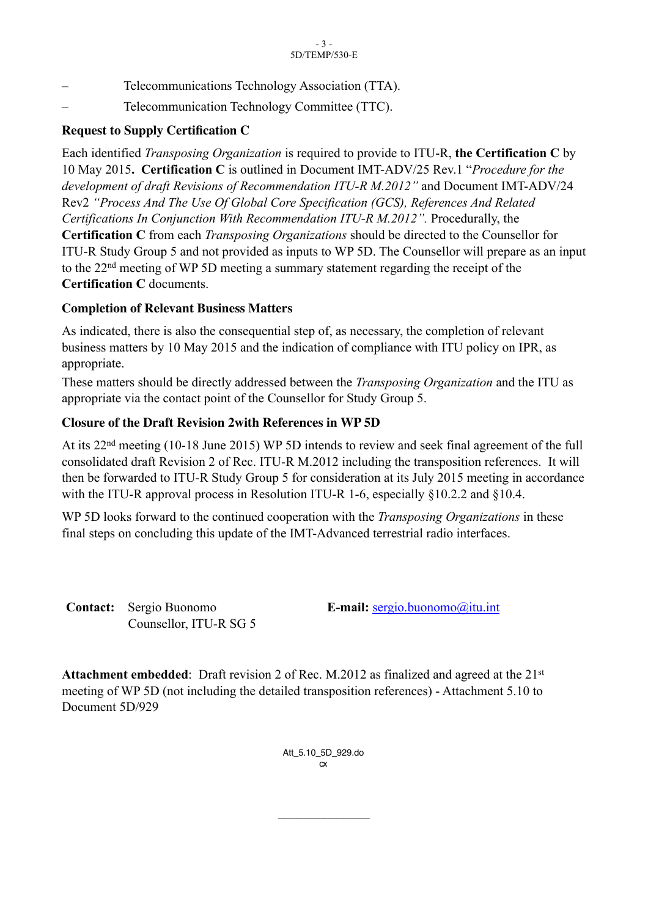- Telecommunications Technology Association (TTA).
- Telecommunication Technology Committee (TTC).

**Request to Supply Certification C**

Each identified *Transposing Organization* is required to provide to ITU-R, **the Certification C** by 10 May 2015**. Certification C** is outlined in Document IMT-ADV/25 Rev.1 "*Procedure for the development of draft Revisions of Recommendation ITU-R M.2012"* and Document IMT-ADV/24 Rev2 *"Process And The Use Of Global Core Specification (GCS), References And Related Certifications In Conjunction With Recommendation ITU-R M.2012".* Procedurally, the **Certification C** from each *Transposing Organizations* should be directed to the Counsellor for ITU-R Study Group 5 and not provided as inputs to WP 5D. The Counsellor will prepare as an input to the 22nd meeting of WP 5D meeting a summary statement regarding the receipt of the **Certification C** documents.

**Completion of Relevant Business Matters**

As indicated, there is also the consequential step of, as necessary, the completion of relevant business matters by 10 May 2015 and the indication of compliance with ITU policy on IPR, as appropriate.

These matters should be directly addressed between the *Transposing Organization* and the ITU as appropriate via the contact point of the Counsellor for Study Group 5.

**Closure of the Draft Revision 2with References in WP 5D**

At its 22nd meeting (10-18 June 2015) WP 5D intends to review and seek final agreement of the full consolidated draft Revision 2 of Rec. ITU-R M.2012 including the transposition references. It will then be forwarded to ITU-R Study Group 5 for consideration at its July 2015 meeting in accordance with the ITU-R approval process in Resolution ITU-R 1-6, especially §10.2.2 and §10.4.

WP 5D looks forward to the continued cooperation with the *Transposing Organizations* in these final steps on concluding this update of the IMT-Advanced terrestrial radio interfaces.

| | | |
|---|---|---|
| **Contact:** | Sergio Buonomo<br>Counsellor, ITU-R SG 5 | **E-mail:** sergio.buonomo@itu.int |

**Attachment embedded**: Draft revision 2 of Rec. M.2012 as finalized and agreed at the 21st meeting of WP 5D (not including the detailed transposition references) - Attachment 5.10 to Document 5D/929

Att_5.10_5D_929.docx

______________